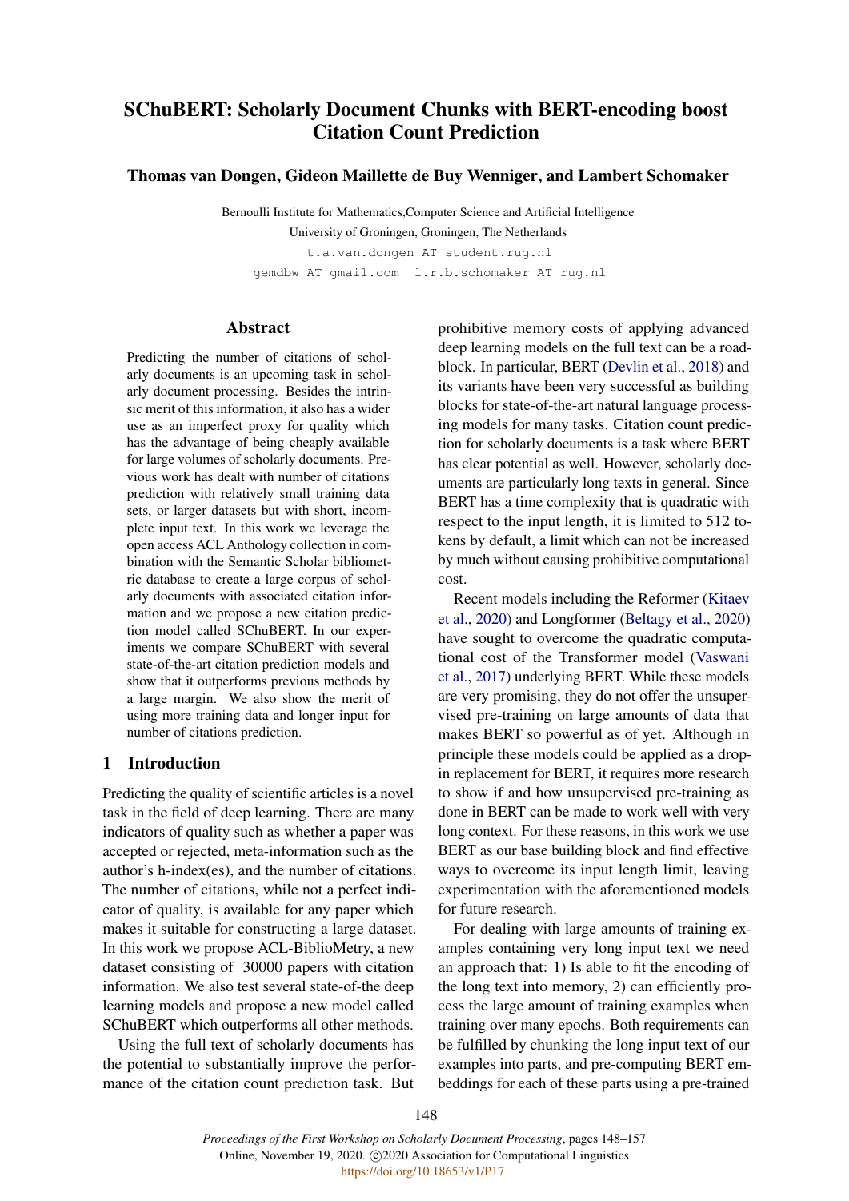# SChuBERT: Scholarly Document Chunks with BERT-encoding boost Citation Count Prediction

**Thomas van Dongen, Gideon Maillette de Buy Wenniger, and Lambert Schomaker**

Bernoulli Institute for Mathematics,Computer Science and Artificial Intelligence
University of Groningen, Groningen, The Netherlands
`t.a.van.dongen AT student.rug.nl`
`gemdbw AT gmail.com l.r.b.schomaker AT rug.nl`

## Abstract

Predicting the number of citations of scholarly documents is an upcoming task in scholarly document processing. Besides the intrinsic merit of this information, it also has a wider use as an imperfect proxy for quality which has the advantage of being cheaply available for large volumes of scholarly documents. Previous work has dealt with number of citations prediction with relatively small training data sets, or larger datasets but with short, incomplete input text. In this work we leverage the open access ACL Anthology collection in combination with the Semantic Scholar bibliometric database to create a large corpus of scholarly documents with associated citation information and we propose a new citation prediction model called SChuBERT. In our experiments we compare SChuBERT with several state-of-the-art citation prediction models and show that it outperforms previous methods by a large margin. We also show the merit of using more training data and longer input for number of citations prediction.

## 1 Introduction

Predicting the quality of scientific articles is a novel task in the field of deep learning. There are many indicators of quality such as whether a paper was accepted or rejected, meta-information such as the author's h-index(es), and the number of citations. The number of citations, while not a perfect indicator of quality, is available for any paper which makes it suitable for constructing a large dataset. In this work we propose ACL-BiblioMetry, a new dataset consisting of 30000 papers with citation information. We also test several state-of-the deep learning models and propose a new model called SChuBERT which outperforms all other methods.

Using the full text of scholarly documents has the potential to substantially improve the performance of the citation count prediction task. But prohibitive memory costs of applying advanced deep learning models on the full text can be a roadblock. In particular, BERT (Devlin et al., 2018) and its variants have been very successful as building blocks for state-of-the-art natural language processing models for many tasks. Citation count prediction for scholarly documents is a task where BERT has clear potential as well. However, scholarly documents are particularly long texts in general. Since BERT has a time complexity that is quadratic with respect to the input length, it is limited to 512 tokens by default, a limit which can not be increased by much without causing prohibitive computational cost.

Recent models including the Reformer (Kitaev et al., 2020) and Longformer (Beltagy et al., 2020) have sought to overcome the quadratic computational cost of the Transformer model (Vaswani et al., 2017) underlying BERT. While these models are very promising, they do not offer the unsupervised pre-training on large amounts of data that makes BERT so powerful as of yet. Although in principle these models could be applied as a drop-in replacement for BERT, it requires more research to show if and how unsupervised pre-training as done in BERT can be made to work well with very long context. For these reasons, in this work we use BERT as our base building block and find effective ways to overcome its input length limit, leaving experimentation with the aforementioned models for future research.

For dealing with large amounts of training examples containing very long input text we need an approach that: 1) Is able to fit the encoding of the long text into memory, 2) can efficiently process the large amount of training examples when training over many epochs. Both requirements can be fulfilled by chunking the long input text of our examples into parts, and pre-computing BERT embeddings for each of these parts using a pre-trained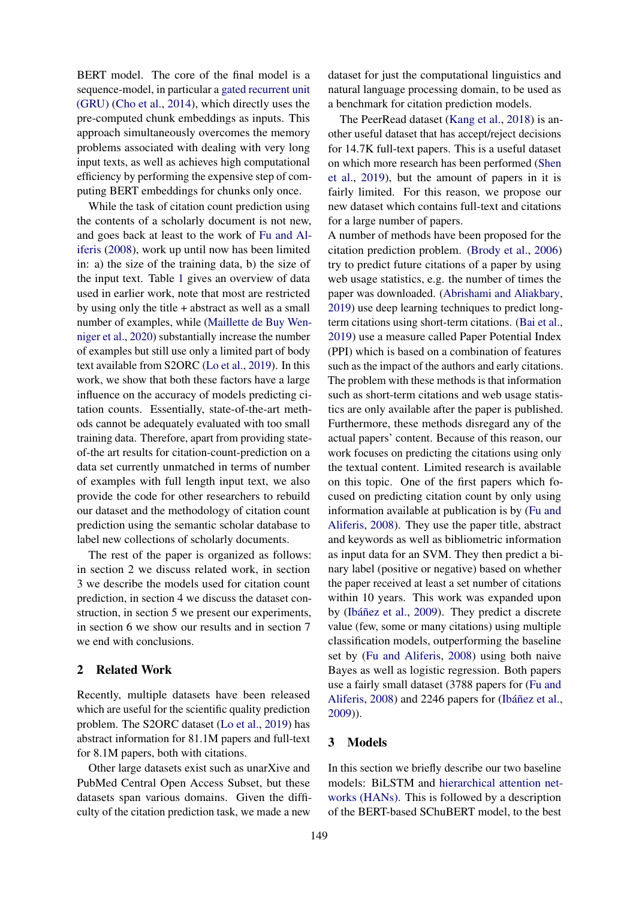BERT model. The core of the final model is a sequence-model, in particular a gated recurrent unit (GRU) (Cho et al., 2014), which directly uses the pre-computed chunk embeddings as inputs. This approach simultaneously overcomes the memory problems associated with dealing with very long input texts, as well as achieves high computational efficiency by performing the expensive step of computing BERT embeddings for chunks only once.

While the task of citation count prediction using the contents of a scholarly document is not new, and goes back at least to the work of Fu and Aliferis (2008), work up until now has been limited in: a) the size of the training data, b) the size of the input text. Table 1 gives an overview of data used in earlier work, note that most are restricted by using only the title + abstract as well as a small number of examples, while (Maillette de Buy Wenniger et al., 2020) substantially increase the number of examples but still use only a limited part of body text available from S2ORC (Lo et al., 2019). In this work, we show that both these factors have a large influence on the accuracy of models predicting citation counts. Essentially, state-of-the-art methods cannot be adequately evaluated with too small training data. Therefore, apart from providing state-of-the art results for citation-count-prediction on a data set currently unmatched in terms of number of examples with full length input text, we also provide the code for other researchers to rebuild our dataset and the methodology of citation count prediction using the semantic scholar database to label new collections of scholarly documents.

The rest of the paper is organized as follows: in section 2 we discuss related work, in section 3 we describe the models used for citation count prediction, in section 4 we discuss the dataset construction, in section 5 we present our experiments, in section 6 we show our results and in section 7 we end with conclusions.

## 2 Related Work

Recently, multiple datasets have been released which are useful for the scientific quality prediction problem. The S2ORC dataset (Lo et al., 2019) has abstract information for 81.1M papers and full-text for 8.1M papers, both with citations.

Other large datasets exist such as unarXive and PubMed Central Open Access Subset, but these datasets span various domains. Given the difficulty of the citation prediction task, we made a new dataset for just the computational linguistics and natural language processing domain, to be used as a benchmark for citation prediction models.

The PeerRead dataset (Kang et al., 2018) is another useful dataset that has accept/reject decisions for 14.7K full-text papers. This is a useful dataset on which more research has been performed (Shen et al., 2019), but the amount of papers in it is fairly limited. For this reason, we propose our new dataset which contains full-text and citations for a large number of papers.

A number of methods have been proposed for the citation prediction problem. (Brody et al., 2006) try to predict future citations of a paper by using web usage statistics, e.g. the number of times the paper was downloaded. (Abrishami and Aliakbary, 2019) use deep learning techniques to predict long-term citations using short-term citations. (Bai et al., 2019) use a measure called Paper Potential Index (PPI) which is based on a combination of features such as the impact of the authors and early citations. The problem with these methods is that information such as short-term citations and web usage statistics are only available after the paper is published. Furthermore, these methods disregard any of the actual papers' content. Because of this reason, our work focuses on predicting the citations using only the textual content. Limited research is available on this topic. One of the first papers which focused on predicting citation count by only using information available at publication is by (Fu and Aliferis, 2008). They use the paper title, abstract and keywords as well as bibliometric information as input data for an SVM. They then predict a binary label (positive or negative) based on whether the paper received at least a set number of citations within 10 years. This work was expanded upon by (Ibáñez et al., 2009). They predict a discrete value (few, some or many citations) using multiple classification models, outperforming the baseline set by (Fu and Aliferis, 2008) using both naive Bayes as well as logistic regression. Both papers use a fairly small dataset (3788 papers for (Fu and Aliferis, 2008) and 2246 papers for (Ibáñez et al., 2009)).

## 3 Models

In this section we briefly describe our two baseline models: BiLSTM and hierarchical attention networks (HANs). This is followed by a description of the BERT-based SChuBERT model, to the best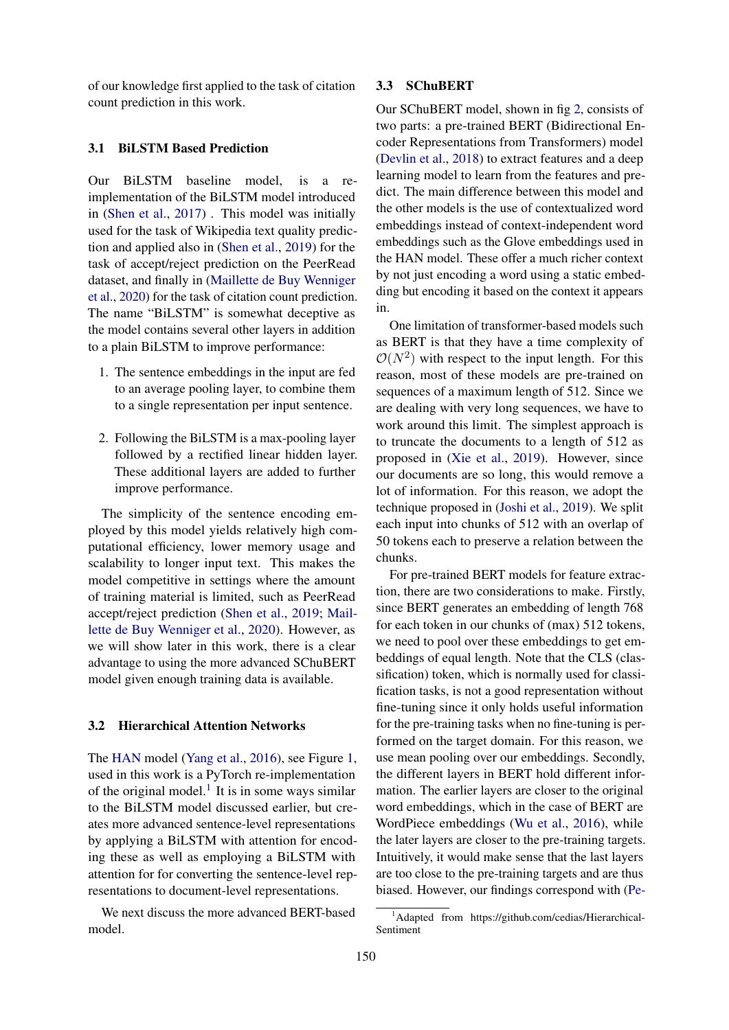of our knowledge first applied to the task of citation count prediction in this work.

### 3.1 BiLSTM Based Prediction

Our BiLSTM baseline model, is a re-implementation of the BiLSTM model introduced in (Shen et al., 2017) . This model was initially used for the task of Wikipedia text quality prediction and applied also in (Shen et al., 2019) for the task of accept/reject prediction on the PeerRead dataset, and finally in (Maillette de Buy Wenniger et al., 2020) for the task of citation count prediction. The name "BiLSTM" is somewhat deceptive as the model contains several other layers in addition to a plain BiLSTM to improve performance:

1. The sentence embeddings in the input are fed to an average pooling layer, to combine them to a single representation per input sentence.

2. Following the BiLSTM is a max-pooling layer followed by a rectified linear hidden layer. These additional layers are added to further improve performance.

The simplicity of the sentence encoding employed by this model yields relatively high computational efficiency, lower memory usage and scalability to longer input text. This makes the model competitive in settings where the amount of training material is limited, such as PeerRead accept/reject prediction (Shen et al., 2019; Maillette de Buy Wenniger et al., 2020). However, as we will show later in this work, there is a clear advantage to using the more advanced SChuBERT model given enough training data is available.

### 3.2 Hierarchical Attention Networks

The HAN model (Yang et al., 2016), see Figure 1, used in this work is a PyTorch re-implementation of the original model.[1] It is in some ways similar to the BiLSTM model discussed earlier, but creates more advanced sentence-level representations by applying a BiLSTM with attention for encoding these as well as employing a BiLSTM with attention for for converting the sentence-level representations to document-level representations.

We next discuss the more advanced BERT-based model.

### 3.3 SChuBERT

Our SChuBERT model, shown in fig 2, consists of two parts: a pre-trained BERT (Bidirectional Encoder Representations from Transformers) model (Devlin et al., 2018) to extract features and a deep learning model to learn from the features and predict. The main difference between this model and the other models is the use of contextualized word embeddings instead of context-independent word embeddings such as the Glove embeddings used in the HAN model. These offer a much richer context by not just encoding a word using a static embedding but encoding it based on the context it appears in.

One limitation of transformer-based models such as BERT is that they have a time complexity of $\mathcal{O}(N^2)$ with respect to the input length. For this reason, most of these models are pre-trained on sequences of a maximum length of 512. Since we are dealing with very long sequences, we have to work around this limit. The simplest approach is to truncate the documents to a length of 512 as proposed in (Xie et al., 2019). However, since our documents are so long, this would remove a lot of information. For this reason, we adopt the technique proposed in (Joshi et al., 2019). We split each input into chunks of 512 with an overlap of 50 tokens each to preserve a relation between the chunks.

For pre-trained BERT models for feature extraction, there are two considerations to make. Firstly, since BERT generates an embedding of length 768 for each token in our chunks of (max) 512 tokens, we need to pool over these embeddings to get embeddings of equal length. Note that the CLS (classification) token, which is normally used for classification tasks, is not a good representation without fine-tuning since it only holds useful information for the pre-training tasks when no fine-tuning is performed on the target domain. For this reason, we use mean pooling over our embeddings. Secondly, the different layers in BERT hold different information. The earlier layers are closer to the original word embeddings, which in the case of BERT are WordPiece embeddings (Wu et al., 2016), while the later layers are closer to the pre-training targets. Intuitively, it would make sense that the last layers are too close to the pre-training targets and are thus biased. However, our findings correspond with (Pe-

[1] Adapted from https://github.com/cedias/Hierarchical-Sentiment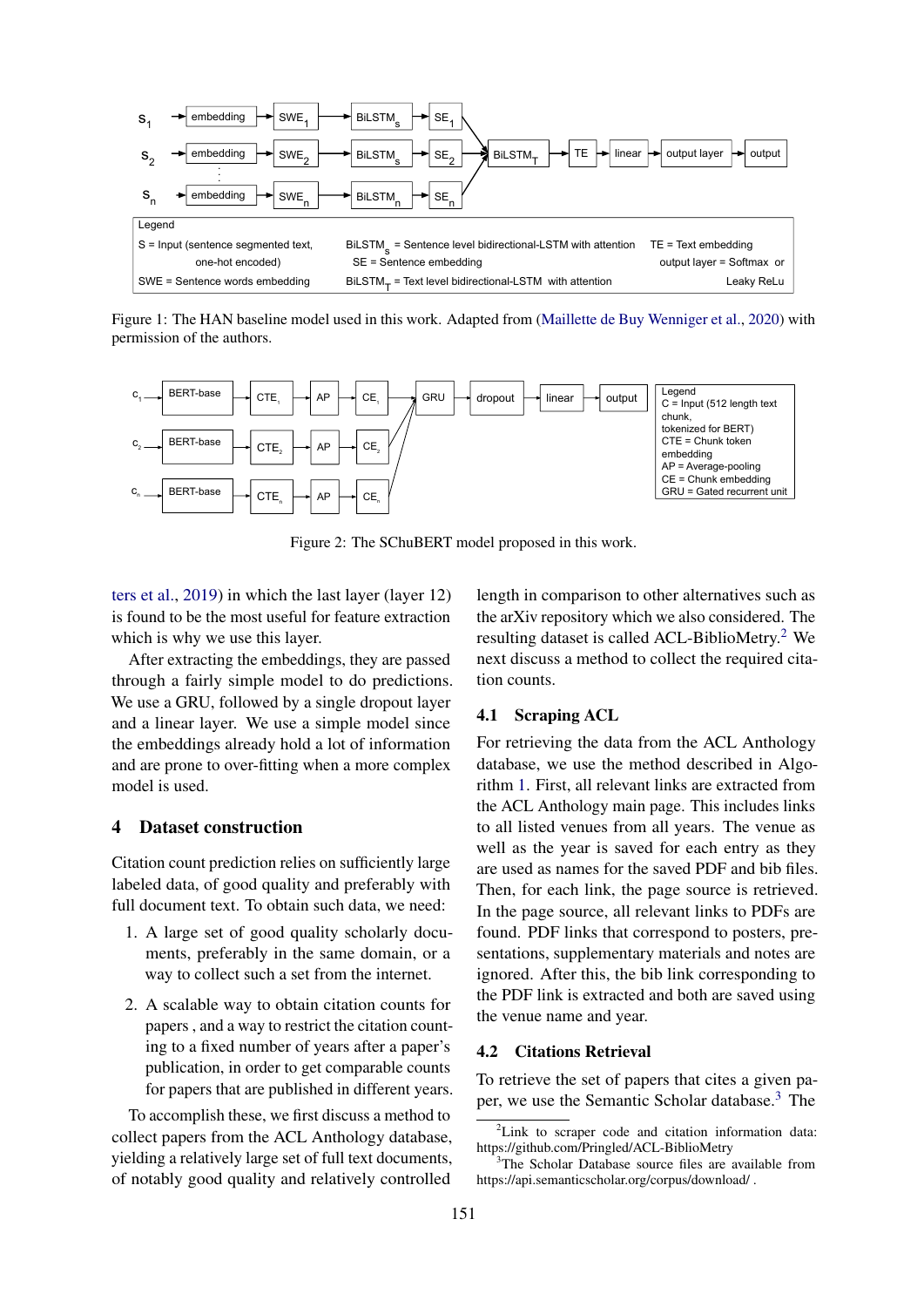Figure 1: The HAN baseline model used in this work. Adapted from (Maillette de Buy Wenniger et al., 2020) with permission of the authors.

Figure 2: The SChuBERT model proposed in this work.

ters et al., 2019) in which the last layer (layer 12) is found to be the most useful for feature extraction which is why we use this layer.

After extracting the embeddings, they are passed through a fairly simple model to do predictions. We use a GRU, followed by a single dropout layer and a linear layer. We use a simple model since the embeddings already hold a lot of information and are prone to over-fitting when a more complex model is used.

# 4 Dataset construction

Citation count prediction relies on sufficiently large labeled data, of good quality and preferably with full document text. To obtain such data, we need:

1. A large set of good quality scholarly documents, preferably in the same domain, or a way to collect such a set from the internet.
2. A scalable way to obtain citation counts for papers , and a way to restrict the citation counting to a fixed number of years after a paper's publication, in order to get comparable counts for papers that are published in different years.

To accomplish these, we first discuss a method to collect papers from the ACL Anthology database, yielding a relatively large set of full text documents, of notably good quality and relatively controlled length in comparison to other alternatives such as the arXiv repository which we also considered. The resulting dataset is called ACL-BiblioMetry.[2] We next discuss a method to collect the required citation counts.

## 4.1 Scraping ACL

For retrieving the data from the ACL Anthology database, we use the method described in Algorithm 1. First, all relevant links are extracted from the ACL Anthology main page. This includes links to all listed venues from all years. The venue as well as the year is saved for each entry as they are used as names for the saved PDF and bib files. Then, for each link, the page source is retrieved. In the page source, all relevant links to PDFs are found. PDF links that correspond to posters, presentations, supplementary materials and notes are ignored. After this, the bib link corresponding to the PDF link is extracted and both are saved using the venue name and year.

## 4.2 Citations Retrieval

To retrieve the set of papers that cites a given paper, we use the Semantic Scholar database.[3] The

[2] Link to scraper code and citation information data: https://github.com/Pringled/ACL-BiblioMetry

[3] The Scholar Database source files are available from https://api.semanticscholar.org/corpus/download/ .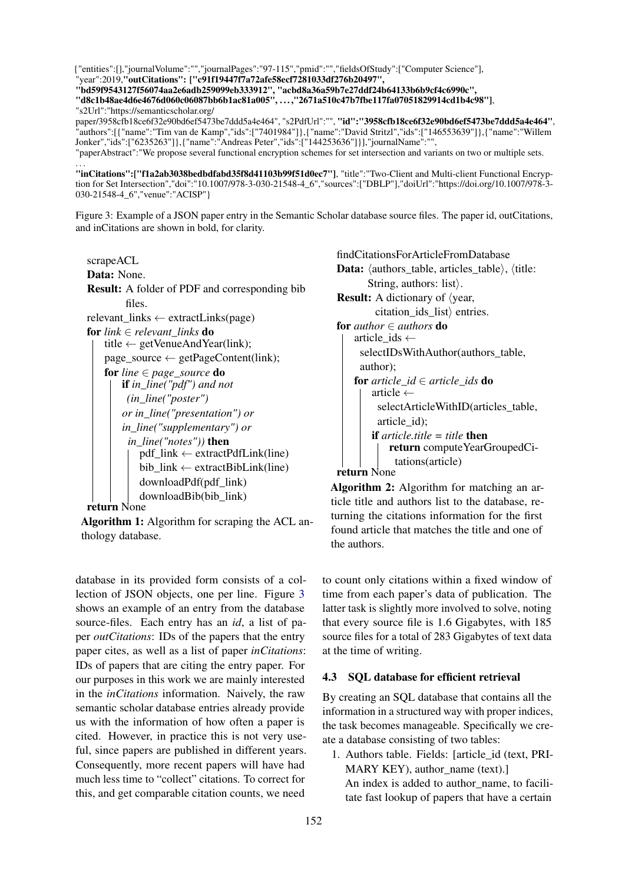```
{"entities":[],"journalVolume":"","journalPages":"97-115","pmid":"","fieldsOfStudy":["Computer Science"],
"year":2019,"outCitations": ["c91f19447f7a72afe58ecf7281033df276b20497",
"bd59f9543127f56074aa2e6adb259099eb333912", "acbd8a36a59b7e27ddf24b64133b6b9cf4c6990c",
"d8c1b48ae4d6e4676d060c06087bb6b1ac81a005", ...,"2671a510c47b7fbe117fa07051829914cd1b4c98"],
"s2Url":"https://semanticscholar.org/
paper/3958cfb18ce6f32e90bd6ef5473be7ddd5a4e464", "s2PdfUrl":"", "id":"3958cfb18ce6f32e90bd6ef5473be7ddd5a4e464",
"authors":[{"name":"Tim van de Kamp","ids":["7401984"]},{"name":"David Stritzl","ids":["146553639"]},{"name":"Willem
Jonker","ids":["6235263"]},{"name":"Andreas Peter","ids":["144253636"]}],"journalName":"",
"paperAbstract":"We propose several functional encryption schemes for set intersection and variants on two or multiple sets.
...
"inCitations":["f1a2ab3038bedbdfabd35f8d41103b99f51d0ec7"], "title":"Two-Client and Multi-client Functional Encryption for Set Intersection","doi":"10.1007/978-3-030-21548-4_6","sources":["DBLP"],"doiUrl":"https://doi.org/10.1007/978-3-030-21548-4_6","venue":"ACISP"}
```

Figure 3: Example of a JSON paper entry in the Semantic Scholar database source files. The paper id, outCitations, and inCitations are shown in bold, for clarity.

```
scrapeACL
Data: None.
Result: A folder of PDF and corresponding bib files.
relevant_links ← extractLinks(page)
for link ∈ relevant_links do
    title ← getVenueAndYear(link);
    page_source ← getPageContent(link);
    for line ∈ page_source do
        if in_line("pdf") and not (in_line("poster")
           or in_line("presentation") or
           in_line("supplementary") or
           in_line("notes")) then
            pdf_link ← extractPdfLink(line)
            bib_link ← extractBibLink(line)
            downloadPdf(pdf_link)
            downloadBib(bib_link)
return None
```

**Algorithm 1:** Algorithm for scraping the ACL anthology database.

```
findCitationsForArticleFromDatabase
Data: ⟨authors_table, articles_table⟩, ⟨title: String, authors: list⟩.
Result: A dictionary of ⟨year, citation_ids_list⟩ entries.
for author ∈ authors do
    article_ids ←
      selectIDsWithAuthor(authors_table, author);
    for article_id ∈ article_ids do
        article ←
          selectArticleWithID(articles_table, article_id);
        if article.title = title then
            return computeYearGroupedCitations(article)
return None
```

**Algorithm 2:** Algorithm for matching an article title and authors list to the database, returning the citations information for the first found article that matches the title and one of the authors.

database in its provided form consists of a collection of JSON objects, one per line. Figure 3 shows an example of an entry from the database source-files. Each entry has an *id*, a list of paper *outCitations*: IDs of the papers that the entry paper cites, as well as a list of paper *inCitations*: IDs of papers that are citing the entry paper. For our purposes in this work we are mainly interested in the *inCitations* information. Naively, the raw semantic scholar database entries already provide us with the information of how often a paper is cited. However, in practice this is not very useful, since papers are published in different years. Consequently, more recent papers will have had much less time to "collect" citations. To correct for this, and get comparable citation counts, we need to count only citations within a fixed window of time from each paper's data of publication. The latter task is slightly more involved to solve, noting that every source file is 1.6 Gigabytes, with 185 source files for a total of 283 Gigabytes of text data at the time of writing.

### 4.3 SQL database for efficient retrieval

By creating an SQL database that contains all the information in a structured way with proper indices, the task becomes manageable. Specifically we create a database consisting of two tables:

1. Authors table. Fields: [article_id (text, PRIMARY KEY), author_name (text).]
   An index is added to author_name, to facilitate fast lookup of papers that have a certain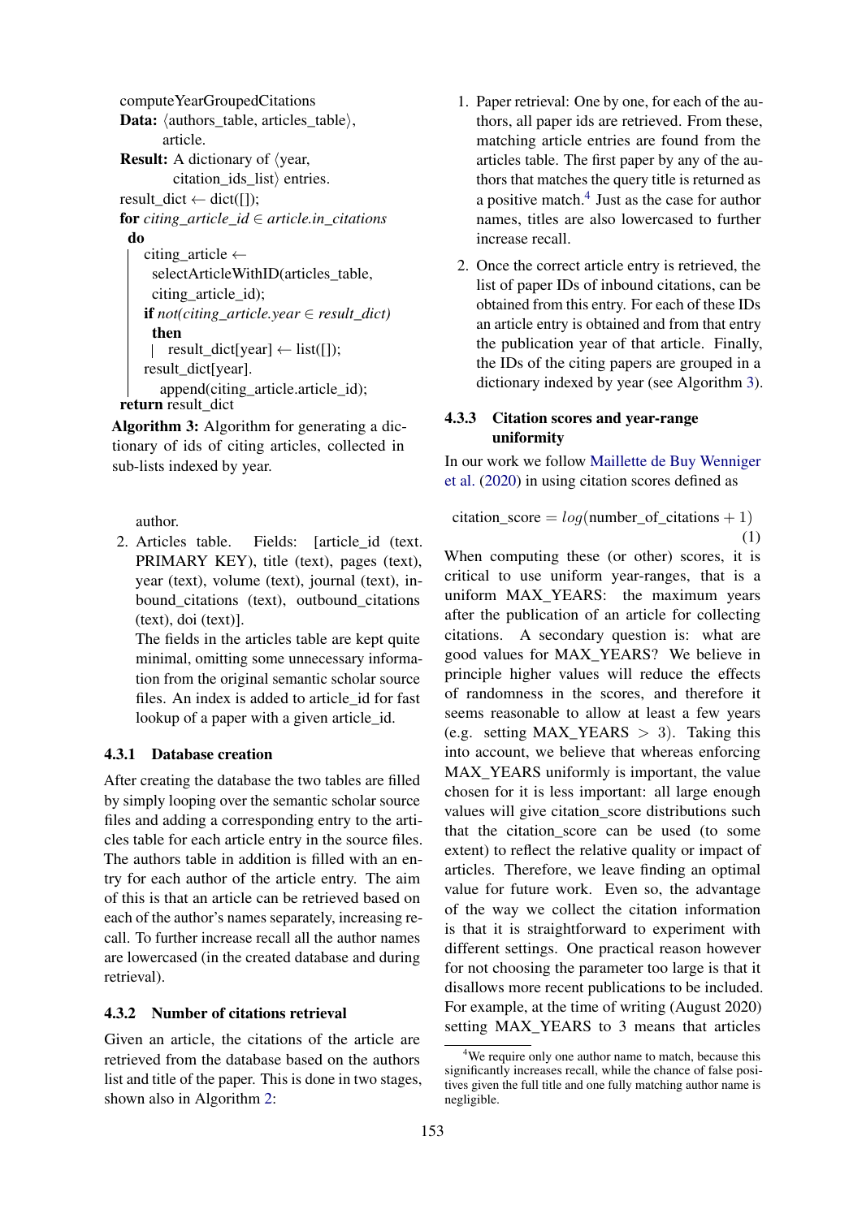```
computeYearGroupedCitations
Data: ⟨authors_table, articles_table⟩,
      article.
Result: A dictionary of ⟨year,
        citation_ids_list⟩ entries.
result_dict ← dict([]);
for citing_article_id ∈ article.in_citations
 do
   citing_article ←
    selectArticleWithID(articles_table,
    citing_article_id);
   if not(citing_article.year ∈ result_dict)
    then
     | result_dict[year] ← list([]);
   result_dict[year].
     append(citing_article.article_id);
return result_dict
```

**Algorithm 3:** Algorithm for generating a dictionary of ids of citing articles, collected in sub-lists indexed by year.

author.

2. Articles table. Fields: [article_id (text. PRIMARY KEY), title (text), pages (text), year (text), volume (text), journal (text), inbound_citations (text), outbound_citations (text), doi (text)].
   The fields in the articles table are kept quite minimal, omitting some unnecessary information from the original semantic scholar source files. An index is added to article_id for fast lookup of a paper with a given article_id.

#### 4.3.1 Database creation

After creating the database the two tables are filled by simply looping over the semantic scholar source files and adding a corresponding entry to the articles table for each article entry in the source files. The authors table in addition is filled with an entry for each author of the article entry. The aim of this is that an article can be retrieved based on each of the author's names separately, increasing recall. To further increase recall all the author names are lowercased (in the created database and during retrieval).

#### 4.3.2 Number of citations retrieval

Given an article, the citations of the article are retrieved from the database based on the authors list and title of the paper. This is done in two stages, shown also in Algorithm 2:

1. Paper retrieval: One by one, for each of the authors, all paper ids are retrieved. From these, matching article entries are found from the articles table. The first paper by any of the authors that matches the query title is returned as a positive match.[4] Just as the case for author names, titles are also lowercased to further increase recall.
2. Once the correct article entry is retrieved, the list of paper IDs of inbound citations, can be obtained from this entry. For each of these IDs an article entry is obtained and from that entry the publication year of that article. Finally, the IDs of the citing papers are grouped in a dictionary indexed by year (see Algorithm 3).

#### 4.3.3 Citation scores and year-range uniformity

In our work we follow Maillette de Buy Wenniger et al. (2020) in using citation scores defined as

$$\text{citation\_score} = log(\text{number\_of\_citations} + 1) \tag{1}$$

When computing these (or other) scores, it is critical to use uniform year-ranges, that is a uniform MAX_YEARS: the maximum years after the publication of an article for collecting citations. A secondary question is: what are good values for MAX_YEARS? We believe in principle higher values will reduce the effects of randomness in the scores, and therefore it seems reasonable to allow at least a few years (e.g. setting MAX_YEARS $> 3$). Taking this into account, we believe that whereas enforcing MAX_YEARS uniformly is important, the value chosen for it is less important: all large enough values will give citation_score distributions such that the citation_score can be used (to some extent) to reflect the relative quality or impact of articles. Therefore, we leave finding an optimal value for future work. Even so, the advantage of the way we collect the citation information is that it is straightforward to experiment with different settings. One practical reason however for not choosing the parameter too large is that it disallows more recent publications to be included. For example, at the time of writing (August 2020) setting MAX_YEARS to 3 means that articles

[4] We require only one author name to match, because this significantly increases recall, while the chance of false positives given the full title and one fully matching author name is negligible.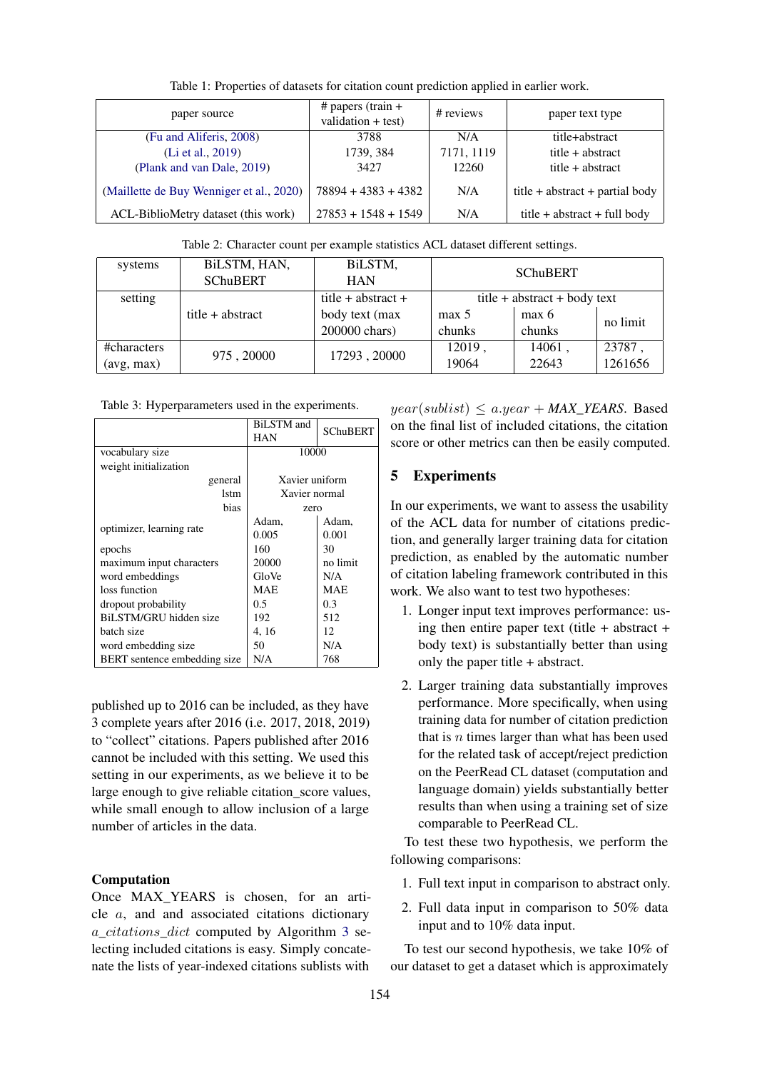Table 1: Properties of datasets for citation count prediction applied in earlier work.

| paper source | # papers (train + validation + test) | # reviews | paper text type |
|---|---|---|---|
| (Fu and Aliferis, 2008) | 3788 | N/A | title+abstract |
| (Li et al., 2019) | 1739, 384 | 7171, 1119 | title + abstract |
| (Plank and van Dale, 2019) | 3427 | 12260 | title + abstract |
| (Maillette de Buy Wenniger et al., 2020) | 78894 + 4383 + 4382 | N/A | title + abstract + partial body |
| ACL-BiblioMetry dataset (this work) | 27853 + 1548 + 1549 | N/A | title + abstract + full body |

Table 2: Character count per example statistics ACL dataset different settings.

| systems | BiLSTM, HAN, SChuBERT | BiLSTM, HAN | SChuBERT | | |
|---|---|---|---|---|---|
| setting | title + abstract | title + abstract + body text (max 200000 chars) | title + abstract + body text | | |
| | | | max 5 chunks | max 6 chunks | no limit |
| #characters (avg, max) | 975 , 20000 | 17293 , 20000 | 12019 , 19064 | 14061 , 22643 | 23787 , 1261656 |

Table 3: Hyperparameters used in the experiments.

| | BiLSTM and HAN | SChuBERT |
|---|---|---|
| vocabulary size | 10000 | |
| weight initialization | | |
| general | Xavier uniform | |
| lstm | Xavier normal | |
| bias | zero | |
| optimizer, learning rate | Adam, 0.005 | Adam, 0.001 |
| epochs | 160 | 30 |
| maximum input characters | 20000 | no limit |
| word embeddings | GloVe | N/A |
| loss function | MAE | MAE |
| dropout probability | 0.5 | 0.3 |
| BiLSTM/GRU hidden size | 192 | 512 |
| batch size | 4, 16 | 12 |
| word embedding size | 50 | N/A |
| BERT sentence embedding size | N/A | 768 |

published up to 2016 can be included, as they have 3 complete years after 2016 (i.e. 2017, 2018, 2019) to "collect" citations. Papers published after 2016 cannot be included with this setting. We used this setting in our experiments, as we believe it to be large enough to give reliable citation_score values, while small enough to allow inclusion of a large number of articles in the data.

**Computation**

Once MAX_YEARS is chosen, for an article $a$, and and associated citations dictionary $a\_citations\_dict$ computed by Algorithm 3 selecting included citations is easy. Simply concatenate the lists of year-indexed citations sublists with $year(sublist) \leq a.year + \mathit{MAX\_YEARS}$. Based on the final list of included citations, the citation score or other metrics can then be easily computed.

## 5 Experiments

In our experiments, we want to assess the usability of the ACL data for number of citations prediction, and generally larger training data for citation prediction, as enabled by the automatic number of citation labeling framework contributed in this work. We also want to test two hypotheses:

1. Longer input text improves performance: using then entire paper text (title + abstract + body text) is substantially better than using only the paper title + abstract.
2. Larger training data substantially improves performance. More specifically, when using training data for number of citation prediction that is $n$ times larger than what has been used for the related task of accept/reject prediction on the PeerRead CL dataset (computation and language domain) yields substantially better results than when using a training set of size comparable to PeerRead CL.

To test these two hypothesis, we perform the following comparisons:

1. Full text input in comparison to abstract only.
2. Full data input in comparison to 50% data input and to 10% data input.

To test our second hypothesis, we take 10% of our dataset to get a dataset which is approximately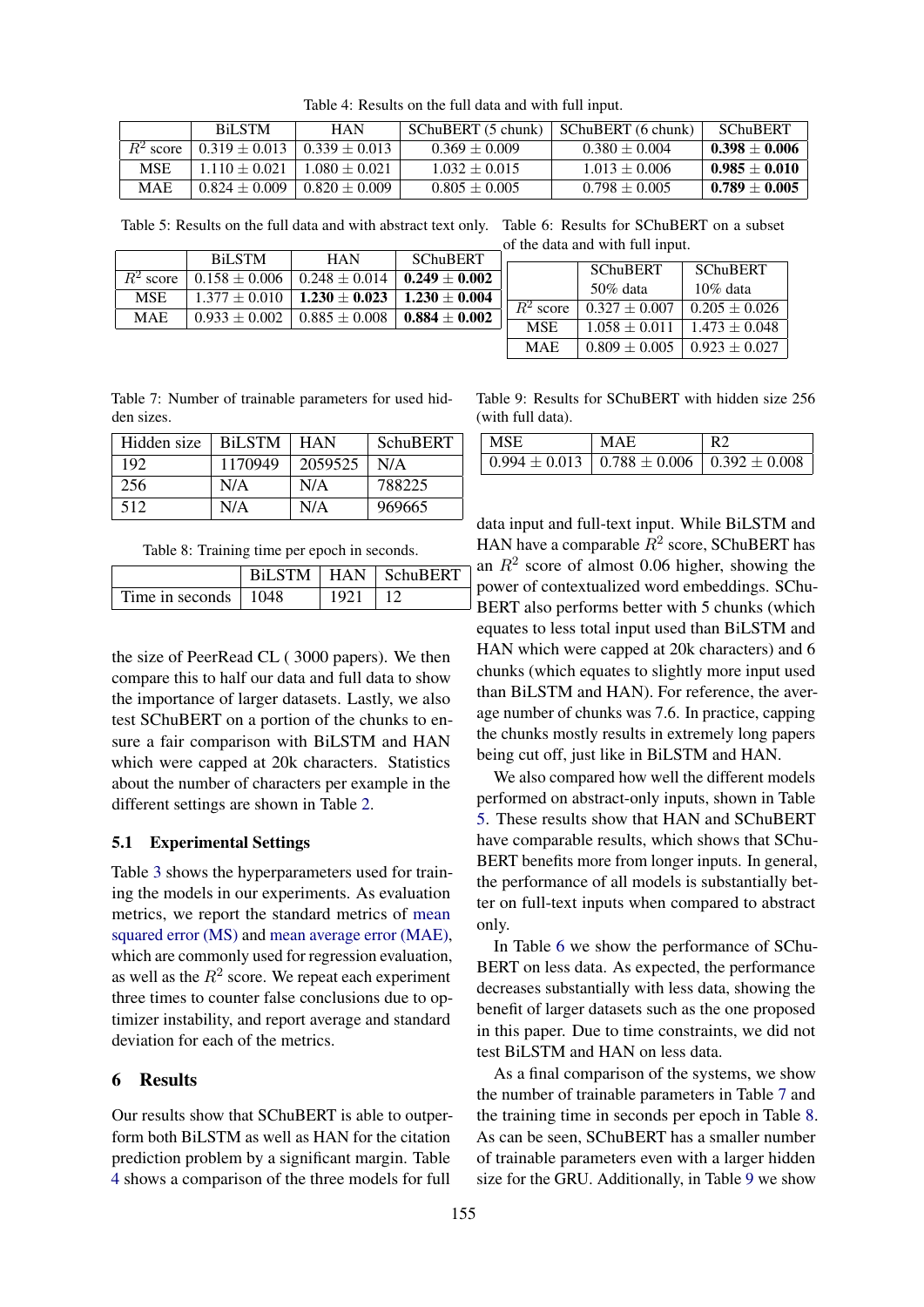Table 4: Results on the full data and with full input.

| | BiLSTM | HAN | SChuBERT (5 chunk) | SChuBERT (6 chunk) | SChuBERT |
|---|---|---|---|---|---|
| $R^2$ score | $0.319 \pm 0.013$ | $0.339 \pm 0.013$ | $0.369 \pm 0.009$ | $0.380 \pm 0.004$ | $\mathbf{0.398 \pm 0.006}$ |
| MSE | $1.110 \pm 0.021$ | $1.080 \pm 0.021$ | $1.032 \pm 0.015$ | $1.013 \pm 0.006$ | $\mathbf{0.985 \pm 0.010}$ |
| MAE | $0.824 \pm 0.009$ | $0.820 \pm 0.009$ | $0.805 \pm 0.005$ | $0.798 \pm 0.005$ | $\mathbf{0.789 \pm 0.005}$ |

Table 5: Results on the full data and with abstract text only.

| | BiLSTM | HAN | SChuBERT |
|---|---|---|---|
| $R^2$ score | $0.158 \pm 0.006$ | $0.248 \pm 0.014$ | $\mathbf{0.249 \pm 0.002}$ |
| MSE | $1.377 \pm 0.010$ | $\mathbf{1.230 \pm 0.023}$ | $\mathbf{1.230 \pm 0.004}$ |
| MAE | $0.933 \pm 0.002$ | $0.885 \pm 0.008$ | $\mathbf{0.884 \pm 0.002}$ |

Table 6: Results for SChuBERT on a subset of the data and with full input.

| | SChuBERT 50% data | SChuBERT 10% data |
|---|---|---|
| $R^2$ score | $0.327 \pm 0.007$ | $0.205 \pm 0.026$ |
| MSE | $1.058 \pm 0.011$ | $1.473 \pm 0.048$ |
| MAE | $0.809 \pm 0.005$ | $0.923 \pm 0.027$ |

Table 7: Number of trainable parameters for used hidden sizes.

| Hidden size | BiLSTM | HAN | SchuBERT |
|---|---|---|---|
| 192 | 1170949 | 2059525 | N/A |
| 256 | N/A | N/A | 788225 |
| 512 | N/A | N/A | 969665 |

Table 8: Training time per epoch in seconds.

| | BiLSTM | HAN | SchuBERT |
|---|---|---|---|
| Time in seconds | 1048 | 1921 | 12 |

Table 9: Results for SChuBERT with hidden size 256 (with full data).

| MSE | MAE | R2 |
|---|---|---|
| $0.994 \pm 0.013$ | $0.788 \pm 0.006$ | $0.392 \pm 0.008$ |

the size of PeerRead CL ( 3000 papers). We then compare this to half our data and full data to show the importance of larger datasets. Lastly, we also test SChuBERT on a portion of the chunks to ensure a fair comparison with BiLSTM and HAN which were capped at 20k characters. Statistics about the number of characters per example in the different settings are shown in Table 2.

### 5.1 Experimental Settings

Table 3 shows the hyperparameters used for training the models in our experiments. As evaluation metrics, we report the standard metrics of mean squared error (MS) and mean average error (MAE), which are commonly used for regression evaluation, as well as the $R^2$ score. We repeat each experiment three times to counter false conclusions due to optimizer instability, and report average and standard deviation for each of the metrics.

## 6 Results

Our results show that SChuBERT is able to outperform both BiLSTM as well as HAN for the citation prediction problem by a significant margin. Table 4 shows a comparison of the three models for full data input and full-text input. While BiLSTM and HAN have a comparable $R^2$ score, SChuBERT has an $R^2$ score of almost 0.06 higher, showing the power of contextualized word embeddings. SChuBERT also performs better with 5 chunks (which equates to less total input used than BiLSTM and HAN which were capped at 20k characters) and 6 chunks (which equates to slightly more input used than BiLSTM and HAN). For reference, the average number of chunks was 7.6. In practice, capping the chunks mostly results in extremely long papers being cut off, just like in BiLSTM and HAN.

We also compared how well the different models performed on abstract-only inputs, shown in Table 5. These results show that HAN and SChuBERT have comparable results, which shows that SChuBERT benefits more from longer inputs. In general, the performance of all models is substantially better on full-text inputs when compared to abstract only.

In Table 6 we show the performance of SChuBERT on less data. As expected, the performance decreases substantially with less data, showing the benefit of larger datasets such as the one proposed in this paper. Due to time constraints, we did not test BiLSTM and HAN on less data.

As a final comparison of the systems, we show the number of trainable parameters in Table 7 and the training time in seconds per epoch in Table 8. As can be seen, SChuBERT has a smaller number of trainable parameters even with a larger hidden size for the GRU. Additionally, in Table 9 we show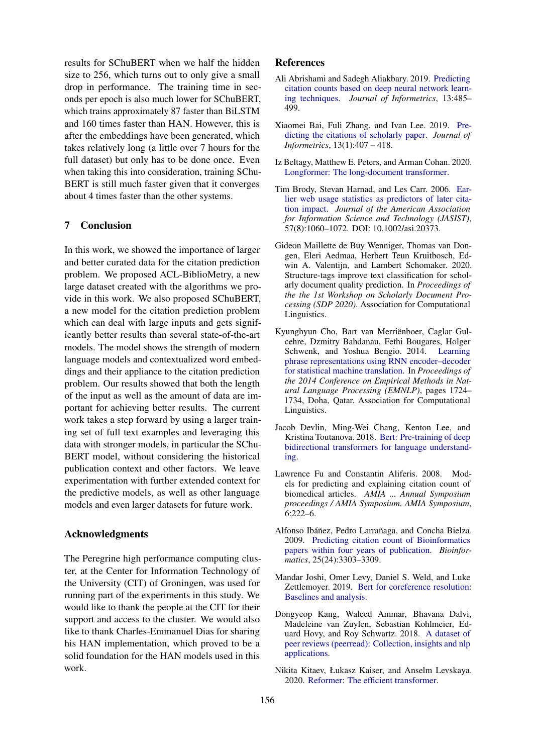results for SChuBERT when we half the hidden size to 256, which turns out to only give a small drop in performance. The training time in seconds per epoch is also much lower for SChuBERT, which trains approximately 87 faster than BiLSTM and 160 times faster than HAN. However, this is after the embeddings have been generated, which takes relatively long (a little over 7 hours for the full dataset) but only has to be done once. Even when taking this into consideration, training SChuBERT is still much faster given that it converges about 4 times faster than the other systems.

## 7 Conclusion

In this work, we showed the importance of larger and better curated data for the citation prediction problem. We proposed ACL-BiblioMetry, a new large dataset created with the algorithms we provide in this work. We also proposed SChuBERT, a new model for the citation prediction problem which can deal with large inputs and gets significantly better results than several state-of-the-art models. The model shows the strength of modern language models and contextualized word embeddings and their appliance to the citation prediction problem. Our results showed that both the length of the input as well as the amount of data are important for achieving better results. The current work takes a step forward by using a larger training set of full text examples and leveraging this data with stronger models, in particular the SChuBERT model, without considering the historical publication context and other factors. We leave experimentation with further extended context for the predictive models, as well as other language models and even larger datasets for future work.

## Acknowledgments

The Peregrine high performance computing cluster, at the Center for Information Technology of the University (CIT) of Groningen, was used for running part of the experiments in this study. We would like to thank the people at the CIT for their support and access to the cluster. We would also like to thank Charles-Emmanuel Dias for sharing his HAN implementation, which proved to be a solid foundation for the HAN models used in this work.

## References

Ali Abrishami and Sadegh Aliakbary. 2019. Predicting citation counts based on deep neural network learning techniques. *Journal of Informetrics*, 13:485–499.

Xiaomei Bai, Fuli Zhang, and Ivan Lee. 2019. Predicting the citations of scholarly paper. *Journal of Informetrics*, 13(1):407 – 418.

Iz Beltagy, Matthew E. Peters, and Arman Cohan. 2020. Longformer: The long-document transformer.

Tim Brody, Stevan Harnad, and Les Carr. 2006. Earlier web usage statistics as predictors of later citation impact. *Journal of the American Association for Information Science and Technology (JASIST)*, 57(8):1060–1072. DOI: 10.1002/asi.20373.

Gideon Maillette de Buy Wenniger, Thomas van Dongen, Eleri Aedmaa, Herbert Teun Kruitbosch, Edwin A. Valentijn, and Lambert Schomaker. 2020. Structure-tags improve text classification for scholarly document quality prediction. In *Proceedings of the the 1st Workshop on Scholarly Document Processing (SDP 2020)*. Association for Computational Linguistics.

Kyunghyun Cho, Bart van Merriënboer, Caglar Gulcehre, Dzmitry Bahdanau, Fethi Bougares, Holger Schwenk, and Yoshua Bengio. 2014. Learning phrase representations using RNN encoder–decoder for statistical machine translation. In *Proceedings of the 2014 Conference on Empirical Methods in Natural Language Processing (EMNLP)*, pages 1724–1734, Doha, Qatar. Association for Computational Linguistics.

Jacob Devlin, Ming-Wei Chang, Kenton Lee, and Kristina Toutanova. 2018. Bert: Pre-training of deep bidirectional transformers for language understanding.

Lawrence Fu and Constantin Aliferis. 2008. Models for predicting and explaining citation count of biomedical articles. *AMIA ... Annual Symposium proceedings / AMIA Symposium. AMIA Symposium*, 6:222–6.

Alfonso Ibáñez, Pedro Larrañaga, and Concha Bielza. 2009. Predicting citation count of Bioinformatics papers within four years of publication. *Bioinformatics*, 25(24):3303–3309.

Mandar Joshi, Omer Levy, Daniel S. Weld, and Luke Zettlemoyer. 2019. Bert for coreference resolution: Baselines and analysis.

Dongyeop Kang, Waleed Ammar, Bhavana Dalvi, Madeleine van Zuylen, Sebastian Kohlmeier, Eduard Hovy, and Roy Schwartz. 2018. A dataset of peer reviews (peerread): Collection, insights and nlp applications.

Nikita Kitaev, Łukasz Kaiser, and Anselm Levskaya. 2020. Reformer: The efficient transformer.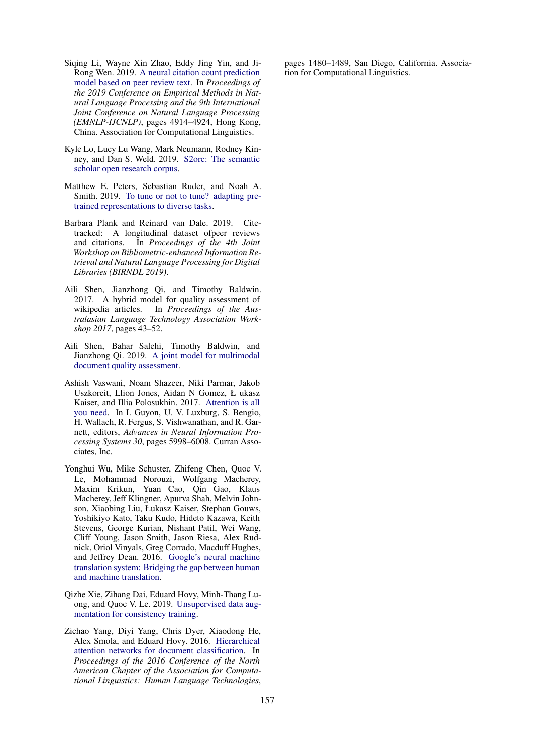Siqing Li, Wayne Xin Zhao, Eddy Jing Yin, and Ji-Rong Wen. 2019. A neural citation count prediction model based on peer review text. In *Proceedings of the 2019 Conference on Empirical Methods in Natural Language Processing and the 9th International Joint Conference on Natural Language Processing (EMNLP-IJCNLP)*, pages 4914–4924, Hong Kong, China. Association for Computational Linguistics.

Kyle Lo, Lucy Lu Wang, Mark Neumann, Rodney Kinney, and Dan S. Weld. 2019. S2orc: The semantic scholar open research corpus.

Matthew E. Peters, Sebastian Ruder, and Noah A. Smith. 2019. To tune or not to tune? adapting pre-trained representations to diverse tasks.

Barbara Plank and Reinard van Dale. 2019. Cite-tracked: A longitudinal dataset ofpeer reviews and citations. In *Proceedings of the 4th Joint Workshop on Bibliometric-enhanced Information Retrieval and Natural Language Processing for Digital Libraries (BIRNDL 2019)*.

Aili Shen, Jianzhong Qi, and Timothy Baldwin. 2017. A hybrid model for quality assessment of wikipedia articles. In *Proceedings of the Australasian Language Technology Association Workshop 2017*, pages 43–52.

Aili Shen, Bahar Salehi, Timothy Baldwin, and Jianzhong Qi. 2019. A joint model for multimodal document quality assessment.

Ashish Vaswani, Noam Shazeer, Niki Parmar, Jakob Uszkoreit, Llion Jones, Aidan N Gomez, Ł ukasz Kaiser, and Illia Polosukhin. 2017. Attention is all you need. In I. Guyon, U. V. Luxburg, S. Bengio, H. Wallach, R. Fergus, S. Vishwanathan, and R. Garnett, editors, *Advances in Neural Information Processing Systems 30*, pages 5998–6008. Curran Associates, Inc.

Yonghui Wu, Mike Schuster, Zhifeng Chen, Quoc V. Le, Mohammad Norouzi, Wolfgang Macherey, Maxim Krikun, Yuan Cao, Qin Gao, Klaus Macherey, Jeff Klingner, Apurva Shah, Melvin Johnson, Xiaobing Liu, Łukasz Kaiser, Stephan Gouws, Yoshikiyo Kato, Taku Kudo, Hideto Kazawa, Keith Stevens, George Kurian, Nishant Patil, Wei Wang, Cliff Young, Jason Smith, Jason Riesa, Alex Rudnick, Oriol Vinyals, Greg Corrado, Macduff Hughes, and Jeffrey Dean. 2016. Google's neural machine translation system: Bridging the gap between human and machine translation.

Qizhe Xie, Zihang Dai, Eduard Hovy, Minh-Thang Luong, and Quoc V. Le. 2019. Unsupervised data augmentation for consistency training.

Zichao Yang, Diyi Yang, Chris Dyer, Xiaodong He, Alex Smola, and Eduard Hovy. 2016. Hierarchical attention networks for document classification. In *Proceedings of the 2016 Conference of the North American Chapter of the Association for Computational Linguistics: Human Language Technologies*, pages 1480–1489, San Diego, California. Association for Computational Linguistics.